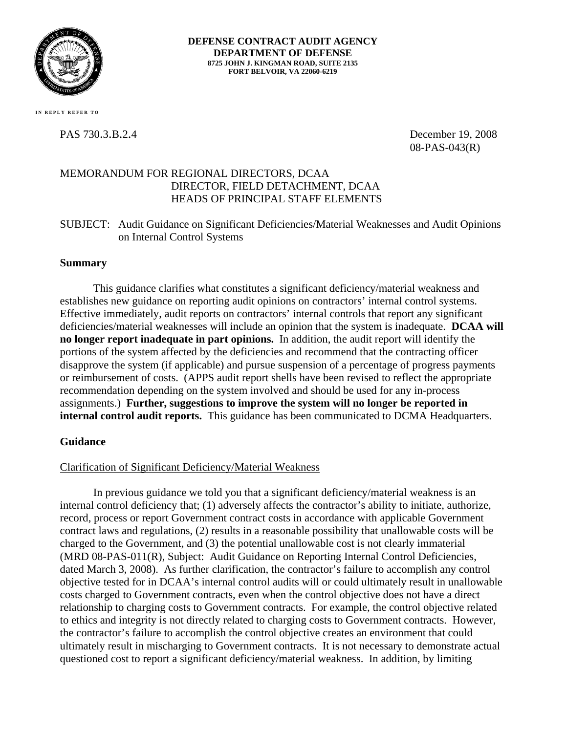**DEFENSE CONTRACT AUDIT AGENCY**
**DEPARTMENT OF DEFENSE**
**8725 JOHN J. KINGMAN ROAD, SUITE 2135**
**FORT BELVOIR, VA 22060-6219**

IN REPLY REFER TO

PAS 730.3.B.2.4 | December 19, 2008
08-PAS-043(R)

MEMORANDUM FOR REGIONAL DIRECTORS, DCAA
DIRECTOR, FIELD DETACHMENT, DCAA
HEADS OF PRINCIPAL STAFF ELEMENTS

SUBJECT: Audit Guidance on Significant Deficiencies/Material Weaknesses and Audit Opinions on Internal Control Systems

**Summary**

This guidance clarifies what constitutes a significant deficiency/material weakness and establishes new guidance on reporting audit opinions on contractors' internal control systems. Effective immediately, audit reports on contractors' internal controls that report any significant deficiencies/material weaknesses will include an opinion that the system is inadequate. **DCAA will no longer report inadequate in part opinions.** In addition, the audit report will identify the portions of the system affected by the deficiencies and recommend that the contracting officer disapprove the system (if applicable) and pursue suspension of a percentage of progress payments or reimbursement of costs. (APPS audit report shells have been revised to reflect the appropriate recommendation depending on the system involved and should be used for any in-process assignments.) **Further, suggestions to improve the system will no longer be reported in internal control audit reports.** This guidance has been communicated to DCMA Headquarters.

**Guidance**

Clarification of Significant Deficiency/Material Weakness

In previous guidance we told you that a significant deficiency/material weakness is an internal control deficiency that; (1) adversely affects the contractor's ability to initiate, authorize, record, process or report Government contract costs in accordance with applicable Government contract laws and regulations, (2) results in a reasonable possibility that unallowable costs will be charged to the Government, and (3) the potential unallowable cost is not clearly immaterial (MRD 08-PAS-011(R), Subject: Audit Guidance on Reporting Internal Control Deficiencies, dated March 3, 2008). As further clarification, the contractor's failure to accomplish any control objective tested for in DCAA's internal control audits will or could ultimately result in unallowable costs charged to Government contracts, even when the control objective does not have a direct relationship to charging costs to Government contracts. For example, the control objective related to ethics and integrity is not directly related to charging costs to Government contracts. However, the contractor's failure to accomplish the control objective creates an environment that could ultimately result in mischarging to Government contracts. It is not necessary to demonstrate actual questioned cost to report a significant deficiency/material weakness. In addition, by limiting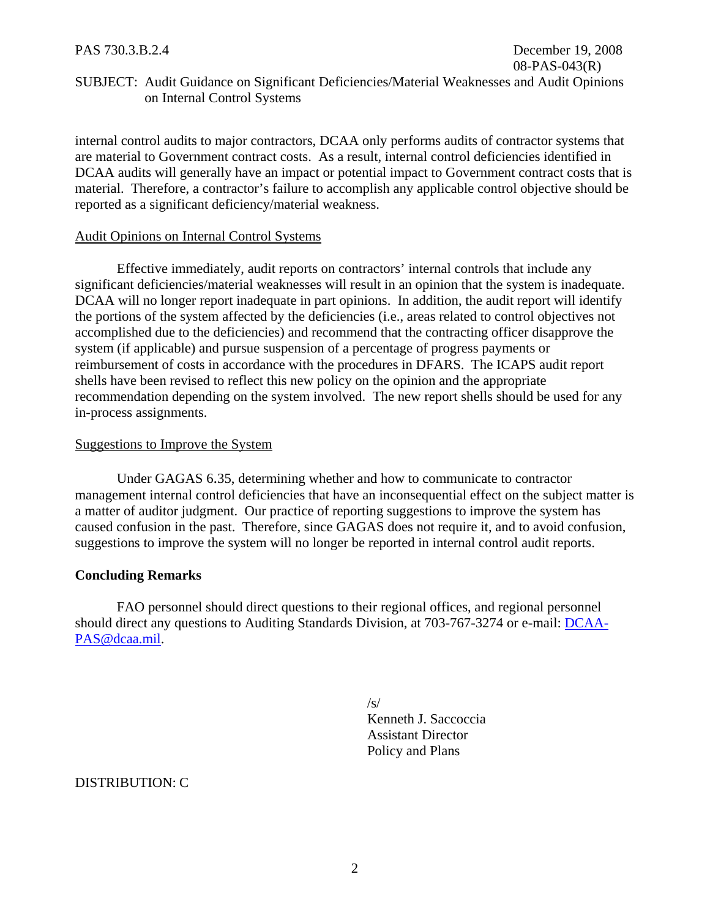internal control audits to major contractors, DCAA only performs audits of contractor systems that are material to Government contract costs. As a result, internal control deficiencies identified in DCAA audits will generally have an impact or potential impact to Government contract costs that is material. Therefore, a contractor's failure to accomplish any applicable control objective should be reported as a significant deficiency/material weakness.

Audit Opinions on Internal Control Systems

Effective immediately, audit reports on contractors' internal controls that include any significant deficiencies/material weaknesses will result in an opinion that the system is inadequate. DCAA will no longer report inadequate in part opinions. In addition, the audit report will identify the portions of the system affected by the deficiencies (i.e., areas related to control objectives not accomplished due to the deficiencies) and recommend that the contracting officer disapprove the system (if applicable) and pursue suspension of a percentage of progress payments or reimbursement of costs in accordance with the procedures in DFARS. The ICAPS audit report shells have been revised to reflect this new policy on the opinion and the appropriate recommendation depending on the system involved. The new report shells should be used for any in-process assignments.

Suggestions to Improve the System

Under GAGAS 6.35, determining whether and how to communicate to contractor management internal control deficiencies that have an inconsequential effect on the subject matter is a matter of auditor judgment. Our practice of reporting suggestions to improve the system has caused confusion in the past. Therefore, since GAGAS does not require it, and to avoid confusion, suggestions to improve the system will no longer be reported in internal control audit reports.

**Concluding Remarks**

FAO personnel should direct questions to their regional offices, and regional personnel should direct any questions to Auditing Standards Division, at 703-767-3274 or e-mail: DCAA-PAS@dcaa.mil.

/s/
Kenneth J. Saccoccia
Assistant Director
Policy and Plans

DISTRIBUTION: C